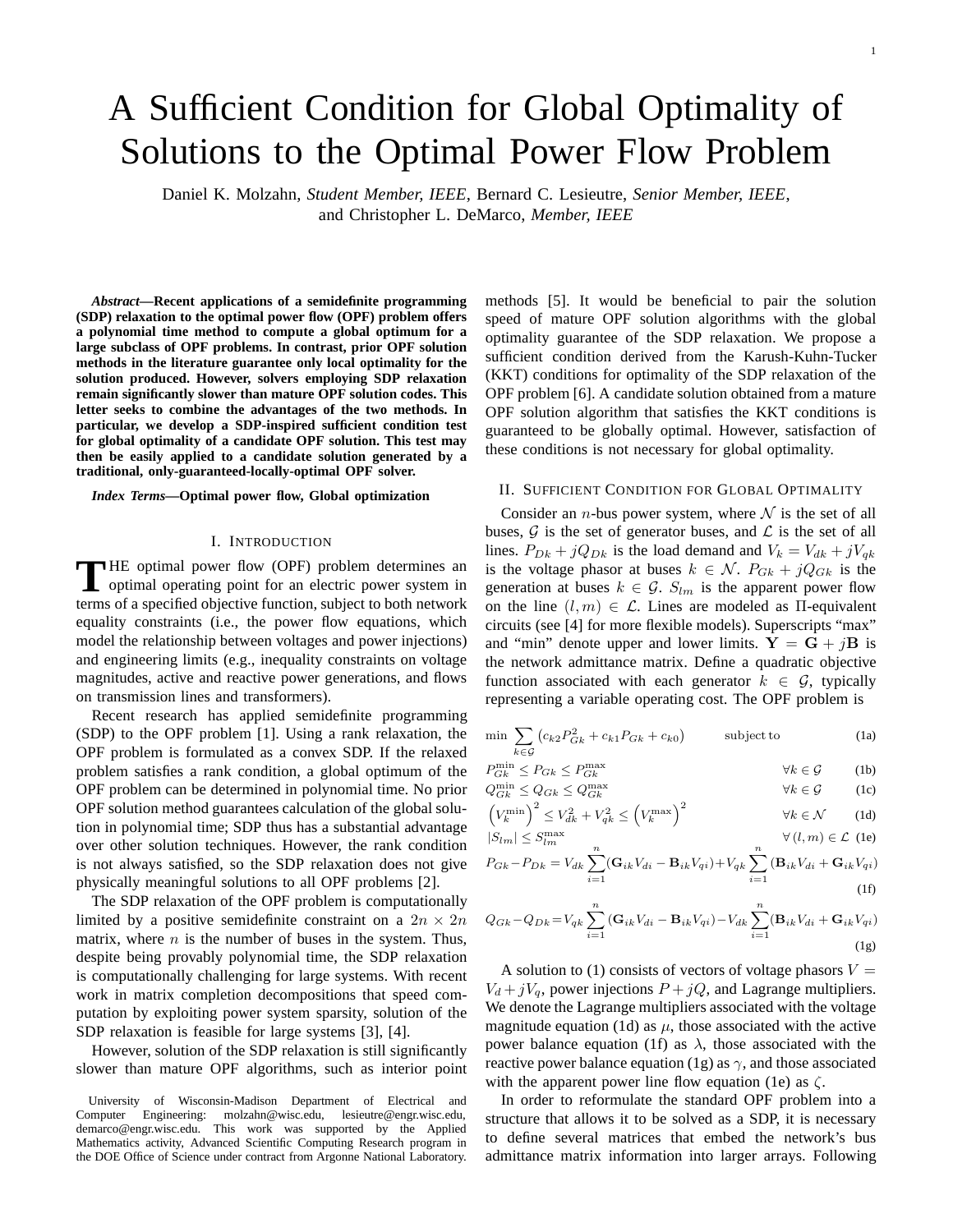# A Sufficient Condition for Global Optimality of Solutions to the Optimal Power Flow Problem

Daniel K. Molzahn, *Student Member, IEEE*, Bernard C. Lesieutre, *Senior Member, IEEE*, and Christopher L. DeMarco, *Member, IEEE*

***Abstract*—Recent applications of a semidefinite programming (SDP) relaxation to the optimal power flow (OPF) problem offers a polynomial time method to compute a global optimum for a large subclass of OPF problems. In contrast, prior OPF solution methods in the literature guarantee only local optimality for the solution produced. However, solvers employing SDP relaxation remain significantly slower than mature OPF solution codes. This letter seeks to combine the advantages of the two methods. In particular, we develop a SDP-inspired sufficient condition test for global optimality of a candidate OPF solution. This test may then be easily applied to a candidate solution generated by a traditional, only-guaranteed-locally-optimal OPF solver.**

***Index Terms*—Optimal power flow, Global optimization**

## I. Introduction

The optimal power flow (OPF) problem determines an optimal operating point for an electric power system in terms of a specified objective function, subject to both network equality constraints (i.e., the power flow equations, which model the relationship between voltages and power injections) and engineering limits (e.g., inequality constraints on voltage magnitudes, active and reactive power generations, and flows on transmission lines and transformers).

Recent research has applied semidefinite programming (SDP) to the OPF problem [1]. Using a rank relaxation, the OPF problem is formulated as a convex SDP. If the relaxed problem satisfies a rank condition, a global optimum of the OPF problem can be determined in polynomial time. No prior OPF solution method guarantees calculation of the global solution in polynomial time; SDP thus has a substantial advantage over other solution techniques. However, the rank condition is not always satisfied, so the SDP relaxation does not give physically meaningful solutions to all OPF problems [2].

The SDP relaxation of the OPF problem is computationally limited by a positive semidefinite constraint on a $2n \times 2n$ matrix, where $n$ is the number of buses in the system. Thus, despite being provably polynomial time, the SDP relaxation is computationally challenging for large systems. With recent work in matrix completion decompositions that speed computation by exploiting power system sparsity, solution of the SDP relaxation is feasible for large systems [3], [4].

However, solution of the SDP relaxation is still significantly slower than mature OPF algorithms, such as interior point methods [5]. It would be beneficial to pair the solution speed of mature OPF solution algorithms with the global optimality guarantee of the SDP relaxation. We propose a sufficient condition derived from the Karush-Kuhn-Tucker (KKT) conditions for optimality of the SDP relaxation of the OPF problem [6]. A candidate solution obtained from a mature OPF solution algorithm that satisfies the KKT conditions is guaranteed to be globally optimal. However, satisfaction of these conditions is not necessary for global optimality.

University of Wisconsin-Madison Department of Electrical and Computer Engineering: molzahn@wisc.edu, lesieutre@engr.wisc.edu, demarco@engr.wisc.edu. This work was supported by the Applied Mathematics activity, Advanced Scientific Computing Research program in the DOE Office of Science under contract from Argonne National Laboratory.

## II. Sufficient Condition for Global Optimality

Consider an $n$-bus power system, where $\mathcal{N}$ is the set of all buses, $\mathcal{G}$ is the set of generator buses, and $\mathcal{L}$ is the set of all lines. $P_{Dk} + jQ_{Dk}$ is the load demand and $V_k = V_{dk} + jV_{qk}$ is the voltage phasor at buses $k \in \mathcal{N}$. $P_{Gk} + jQ_{Gk}$ is the generation at buses $k \in \mathcal{G}$. $S_{lm}$ is the apparent power flow on the line $(l,m) \in \mathcal{L}$. Lines are modeled as $\Pi$-equivalent circuits (see [4] for more flexible models). Superscripts "max" and "min" denote upper and lower limits. $\mathbf{Y} = \mathbf{G} + j\mathbf{B}$ is the network admittance matrix. Define a quadratic objective function associated with each generator $k \in \mathcal{G}$, typically representing a variable operating cost. The OPF problem is

$$\min \sum_{k \in \mathcal{G}} \left( c_{k2} P_{Gk}^2 + c_{k1} P_{Gk} + c_{k0} \right) \qquad \text{subject to} \tag{1a}$$

$$P_{Gk}^{\min} \leq P_{Gk} \leq P_{Gk}^{\max} \qquad \forall k \in \mathcal{G} \tag{1b}$$

$$Q_{Gk}^{\min} \leq Q_{Gk} \leq Q_{Gk}^{\max} \qquad \forall k \in \mathcal{G} \tag{1c}$$

$$\left( V_k^{\min} \right)^2 \leq V_{dk}^2 + V_{qk}^2 \leq \left( V_k^{\max} \right)^2 \qquad \forall k \in \mathcal{N} \tag{1d}$$

$$|S_{lm}| \leq S_{lm}^{\max} \qquad \forall (l,m) \in \mathcal{L} \tag{1e}$$

$$P_{Gk} - P_{Dk} = V_{dk} \sum_{i=1}^{n} (\mathbf{G}_{ik} V_{di} - \mathbf{B}_{ik} V_{qi}) + V_{qk} \sum_{i=1}^{n} (\mathbf{B}_{ik} V_{di} + \mathbf{G}_{ik} V_{qi}) \tag{1f}$$

$$Q_{Gk} - Q_{Dk} = V_{qk} \sum_{i=1}^{n} (\mathbf{G}_{ik} V_{di} - \mathbf{B}_{ik} V_{qi}) - V_{dk} \sum_{i=1}^{n} (\mathbf{B}_{ik} V_{di} + \mathbf{G}_{ik} V_{qi}) \tag{1g}$$

A solution to (1) consists of vectors of voltage phasors $V = V_d + jV_q$, power injections $P + jQ$, and Lagrange multipliers. We denote the Lagrange multipliers associated with the voltage magnitude equation (1d) as $\mu$, those associated with the active power balance equation (1f) as $\lambda$, those associated with the reactive power balance equation (1g) as $\gamma$, and those associated with the apparent power line flow equation (1e) as $\zeta$.

In order to reformulate the standard OPF problem into a structure that allows it to be solved as a SDP, it is necessary to define several matrices that embed the network's bus admittance matrix information into larger arrays. Following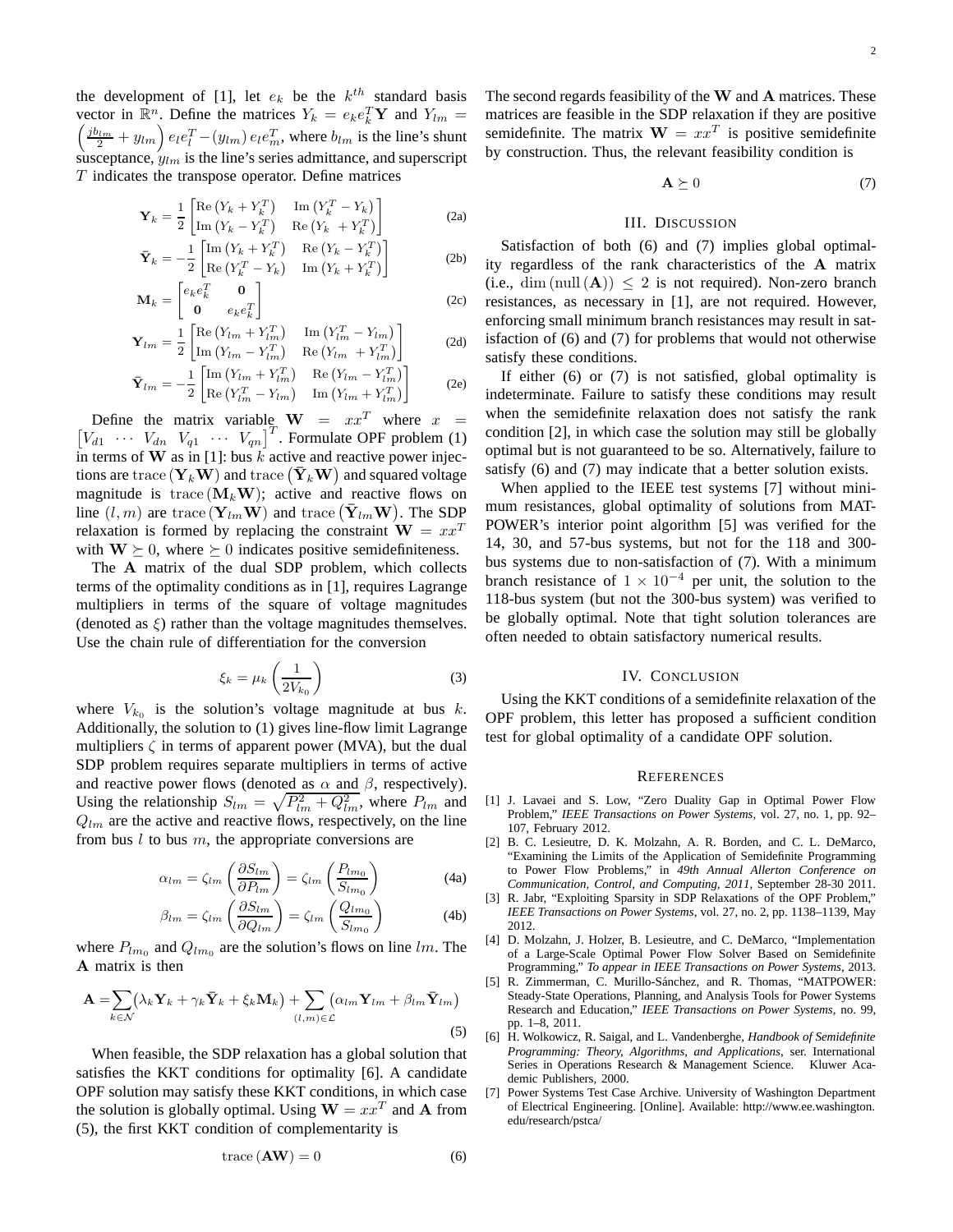the development of [1], let $e_k$ be the $k^{th}$ standard basis vector in $\mathbb{R}^n$. Define the matrices $Y_k = e_k e_k^T \mathbf{Y}$ and $Y_{lm} = \left(\frac{jb_{lm}}{2} + y_{lm}\right) e_l e_l^T - (y_{lm})\, e_l e_m^T$, where $b_{lm}$ is the line's shunt susceptance, $y_{lm}$ is the line's series admittance, and superscript $T$ indicates the transpose operator. Define matrices

$$\mathbf{Y}_k = \frac{1}{2}\begin{bmatrix} \mathrm{Re}\left(Y_k + Y_k^T\right) & \mathrm{Im}\left(Y_k^T - Y_k\right) \\ \mathrm{Im}\left(Y_k - Y_k^T\right) & \mathrm{Re}\left(Y_k + Y_k^T\right) \end{bmatrix} \tag{2a}$$

$$\bar{\mathbf{Y}}_k = -\frac{1}{2}\begin{bmatrix} \mathrm{Im}\left(Y_k + Y_k^T\right) & \mathrm{Re}\left(Y_k - Y_k^T\right) \\ \mathrm{Re}\left(Y_k^T - Y_k\right) & \mathrm{Im}\left(Y_k + Y_k^T\right) \end{bmatrix} \tag{2b}$$

$$\mathbf{M}_k = \begin{bmatrix} e_k e_k^T & \mathbf{0} \\ \mathbf{0} & e_k e_k^T \end{bmatrix} \tag{2c}$$

$$\mathbf{Y}_{lm} = \frac{1}{2}\begin{bmatrix} \mathrm{Re}\left(Y_{lm} + Y_{lm}^T\right) & \mathrm{Im}\left(Y_{lm}^T - Y_{lm}\right) \\ \mathrm{Im}\left(Y_{lm} - Y_{lm}^T\right) & \mathrm{Re}\left(Y_{lm} + Y_{lm}^T\right) \end{bmatrix} \tag{2d}$$

$$\bar{\mathbf{Y}}_{lm} = -\frac{1}{2}\begin{bmatrix} \mathrm{Im}\left(Y_{lm} + Y_{lm}^T\right) & \mathrm{Re}\left(Y_{lm} - Y_{lm}^T\right) \\ \mathrm{Re}\left(Y_{lm}^T - Y_{lm}\right) & \mathrm{Im}\left(Y_{lm} + Y_{lm}^T\right) \end{bmatrix} \tag{2e}$$

Define the matrix variable $\mathbf{W} = xx^T$ where $x = \begin{bmatrix} V_{d1} & \cdots & V_{dn} & V_{q1} & \cdots & V_{qn} \end{bmatrix}^T$. Formulate OPF problem (1) in terms of $\mathbf{W}$ as in [1]: bus $k$ active and reactive power injections are $\mathrm{trace}\left(\mathbf{Y}_k \mathbf{W}\right)$ and $\mathrm{trace}\left(\bar{\mathbf{Y}}_k \mathbf{W}\right)$ and squared voltage magnitude is $\mathrm{trace}\left(\mathbf{M}_k \mathbf{W}\right)$; active and reactive flows on line $(l, m)$ are $\mathrm{trace}\left(\mathbf{Y}_{lm} \mathbf{W}\right)$ and $\mathrm{trace}\left(\bar{\mathbf{Y}}_{lm} \mathbf{W}\right)$. The SDP relaxation is formed by replacing the constraint $\mathbf{W} = xx^T$ with $\mathbf{W} \succeq 0$, where $\succeq 0$ indicates positive semidefiniteness.

The $\mathbf{A}$ matrix of the dual SDP problem, which collects terms of the optimality conditions as in [1], requires Lagrange multipliers in terms of the square of voltage magnitudes (denoted as $\xi$) rather than the voltage magnitudes themselves. Use the chain rule of differentiation for the conversion

$$\xi_k = \mu_k \left(\frac{1}{2V_{k_0}}\right) \tag{3}$$

where $V_{k_0}$ is the solution's voltage magnitude at bus $k$. Additionally, the solution to (1) gives line-flow limit Lagrange multipliers $\zeta$ in terms of apparent power (MVA), but the dual SDP problem requires separate multipliers in terms of active and reactive power flows (denoted as $\alpha$ and $\beta$, respectively). Using the relationship $S_{lm} = \sqrt{P_{lm}^2 + Q_{lm}^2}$, where $P_{lm}$ and $Q_{lm}$ are the active and reactive flows, respectively, on the line from bus $l$ to bus $m$, the appropriate conversions are

$$\alpha_{lm} = \zeta_{lm}\left(\frac{\partial S_{lm}}{\partial P_{lm}}\right) = \zeta_{lm}\left(\frac{P_{lm_0}}{S_{lm_0}}\right) \tag{4a}$$

$$\beta_{lm} = \zeta_{lm}\left(\frac{\partial S_{lm}}{\partial Q_{lm}}\right) = \zeta_{lm}\left(\frac{Q_{lm_0}}{S_{lm_0}}\right) \tag{4b}$$

where $P_{lm_0}$ and $Q_{lm_0}$ are the solution's flows on line $lm$. The $\mathbf{A}$ matrix is then

$$\mathbf{A} = \sum_{k \in \mathcal{N}} \left(\lambda_k \mathbf{Y}_k + \gamma_k \bar{\mathbf{Y}}_k + \xi_k \mathbf{M}_k\right) + \sum_{(l,m) \in \mathcal{L}} \left(\alpha_{lm} \mathbf{Y}_{lm} + \beta_{lm} \bar{\mathbf{Y}}_{lm}\right) \tag{5}$$

When feasible, the SDP relaxation has a global solution that satisfies the KKT conditions for optimality [6]. A candidate OPF solution may satisfy these KKT conditions, in which case the solution is globally optimal. Using $\mathbf{W} = xx^T$ and $\mathbf{A}$ from (5), the first KKT condition of complementarity is

$$\mathrm{trace}\left(\mathbf{AW}\right) = 0 \tag{6}$$

The second regards feasibility of the $\mathbf{W}$ and $\mathbf{A}$ matrices. These matrices are feasible in the SDP relaxation if they are positive semidefinite. The matrix $\mathbf{W} = xx^T$ is positive semidefinite by construction. Thus, the relevant feasibility condition is

$$\mathbf{A} \succeq 0 \tag{7}$$

## III. Discussion

Satisfaction of both (6) and (7) implies global optimality regardless of the rank characteristics of the $\mathbf{A}$ matrix (i.e., $\dim\left(\mathrm{null}\left(\mathbf{A}\right)\right) \leq 2$ is not required). Non-zero branch resistances, as necessary in [1], are not required. However, enforcing small minimum branch resistances may result in satisfaction of (6) and (7) for problems that would not otherwise satisfy these conditions.

If either (6) or (7) is not satisfied, global optimality is indeterminate. Failure to satisfy these conditions may result when the semidefinite relaxation does not satisfy the rank condition [2], in which case the solution may still be globally optimal but is not guaranteed to be so. Alternatively, failure to satisfy (6) and (7) may indicate that a better solution exists.

When applied to the IEEE test systems [7] without minimum resistances, global optimality of solutions from MATPOWER's interior point algorithm [5] was verified for the 14, 30, and 57-bus systems, but not for the 118 and 300-bus systems due to non-satisfaction of (7). With a minimum branch resistance of $1 \times 10^{-4}$ per unit, the solution to the 118-bus system (but not the 300-bus system) was verified to be globally optimal. Note that tight solution tolerances are often needed to obtain satisfactory numerical results.

## IV. Conclusion

Using the KKT conditions of a semidefinite relaxation of the OPF problem, this letter has proposed a sufficient condition test for global optimality of a candidate OPF solution.

## References

[1] J. Lavaei and S. Low, "Zero Duality Gap in Optimal Power Flow Problem," *IEEE Transactions on Power Systems*, vol. 27, no. 1, pp. 92–107, February 2012.

[2] B. C. Lesieutre, D. K. Molzahn, A. R. Borden, and C. L. DeMarco, "Examining the Limits of the Application of Semidefinite Programming to Power Flow Problems," in *49th Annual Allerton Conference on Communication, Control, and Computing, 2011*, September 28-30 2011.

[3] R. Jabr, "Exploiting Sparsity in SDP Relaxations of the OPF Problem," *IEEE Transactions on Power Systems*, vol. 27, no. 2, pp. 1138–1139, May 2012.

[4] D. Molzahn, J. Holzer, B. Lesieutre, and C. DeMarco, "Implementation of a Large-Scale Optimal Power Flow Solver Based on Semidefinite Programming," *To appear in IEEE Transactions on Power Systems*, 2013.

[5] R. Zimmerman, C. Murillo-Sánchez, and R. Thomas, "MATPOWER: Steady-State Operations, Planning, and Analysis Tools for Power Systems Research and Education," *IEEE Transactions on Power Systems*, no. 99, pp. 1–8, 2011.

[6] H. Wolkowicz, R. Saigal, and L. Vandenberghe, *Handbook of Semidefinite Programming: Theory, Algorithms, and Applications*, ser. International Series in Operations Research & Management Science. Kluwer Academic Publishers, 2000.

[7] Power Systems Test Case Archive. University of Washington Department of Electrical Engineering. [Online]. Available: http://www.ee.washington.edu/research/pstca/